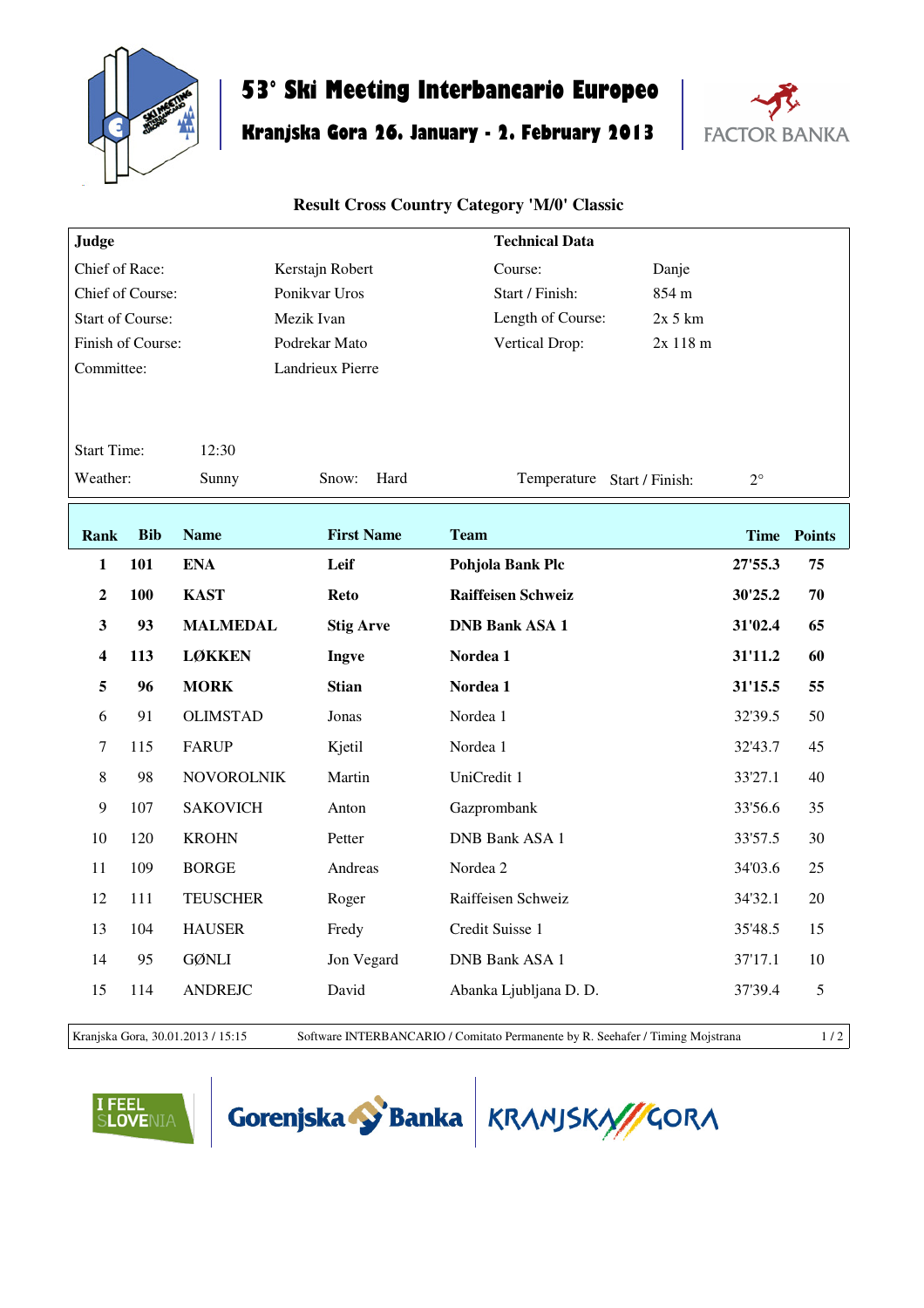# 53° Ski Meeting Interbancario Europeo

## Kranjska Gora 26. January - 2. February 2013

FACTOR BANKA

### Result Cross Country Category 'M/0' Classic

| Judge | | Technical Data | |
|---|---|---|---|
| Chief of Race: | Kerstajn Robert | Course: | Danje |
| Chief of Course: | Ponikvar Uros | Start / Finish: | 854 m |
| Start of Course: | Mezik Ivan | Length of Course: | 2x 5 km |
| Finish of Course: | Podrekar Mato | Vertical Drop: | 2x 118 m |
| Committee: | Landrieux Pierre | | |

Start Time: 12:30

Weather: Sunny  Snow: Hard  Temperature Start / Finish: 2°

| Rank | Bib | Name | First Name | Team | Time | Points |
|---|---|---|---|---|---|---|
| **1** | **101** | **ENA** | **Leif** | **Pohjola Bank Plc** | **27'55.3** | **75** |
| **2** | **100** | **KAST** | **Reto** | **Raiffeisen Schweiz** | **30'25.2** | **70** |
| **3** | **93** | **MALMEDAL** | **Stig Arve** | **DNB Bank ASA 1** | **31'02.4** | **65** |
| **4** | **113** | **LØKKEN** | **Ingve** | **Nordea 1** | **31'11.2** | **60** |
| **5** | **96** | **MORK** | **Stian** | **Nordea 1** | **31'15.5** | **55** |
| 6 | 91 | OLIMSTAD | Jonas | Nordea 1 | 32'39.5 | 50 |
| 7 | 115 | FARUP | Kjetil | Nordea 1 | 32'43.7 | 45 |
| 8 | 98 | NOVOROLNIK | Martin | UniCredit 1 | 33'27.1 | 40 |
| 9 | 107 | SAKOVICH | Anton | Gazprombank | 33'56.6 | 35 |
| 10 | 120 | KROHN | Petter | DNB Bank ASA 1 | 33'57.5 | 30 |
| 11 | 109 | BORGE | Andreas | Nordea 2 | 34'03.6 | 25 |
| 12 | 111 | TEUSCHER | Roger | Raiffeisen Schweiz | 34'32.1 | 20 |
| 13 | 104 | HAUSER | Fredy | Credit Suisse 1 | 35'48.5 | 15 |
| 14 | 95 | GØNLI | Jon Vegard | DNB Bank ASA 1 | 37'17.1 | 10 |
| 15 | 114 | ANDREJC | David | Abanka Ljubljana D. D. | 37'39.4 | 5 |

Kranjska Gora, 30.01.2013 / 15:15 Software INTERBANCARIO / Comitato Permanente by R. Seehafer / Timing Mojstrana

I FEEL SLOVENIA | Gorenjska Banka | KRANJSKA GORA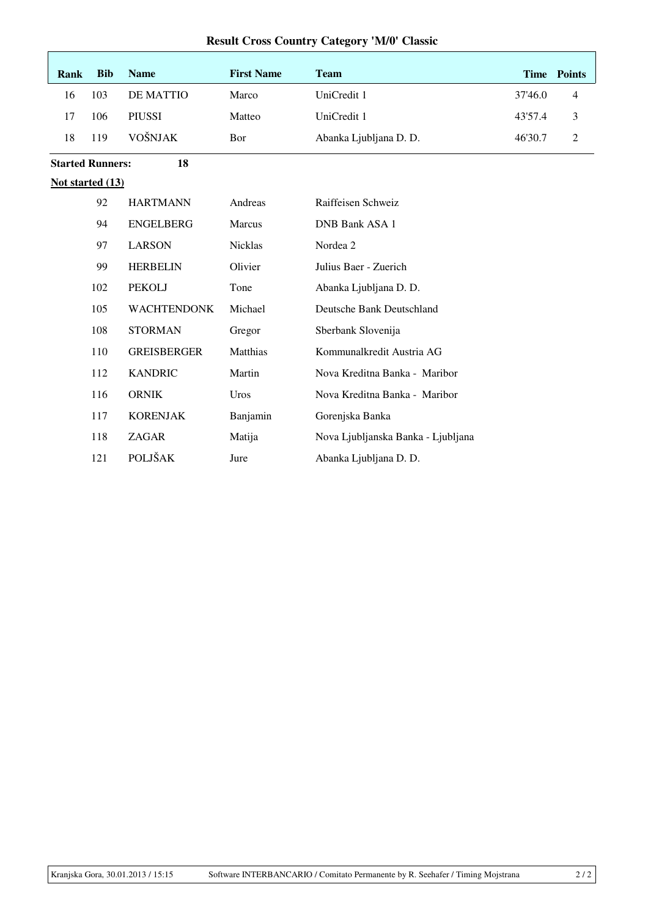## Result Cross Country Category 'M/0' Classic

| Rank | Bib | Name | First Name | Team | Time | Points |
|---|---|---|---|---|---|---|
| 16 | 103 | DE MATTIO | Marco | UniCredit 1 | 37'46.0 | 4 |
| 17 | 106 | PIUSSI | Matteo | UniCredit 1 | 43'57.4 | 3 |
| 18 | 119 | VOŠNJAK | Bor | Abanka Ljubljana D. D. | 46'30.7 | 2 |

**Started Runners:** **18**

**Not started (13)**

| | | | |
|---|---|---|---|
| 92 | HARTMANN | Andreas | Raiffeisen Schweiz |
| 94 | ENGELBERG | Marcus | DNB Bank ASA 1 |
| 97 | LARSON | Nicklas | Nordea 2 |
| 99 | HERBELIN | Olivier | Julius Baer - Zuerich |
| 102 | PEKOLJ | Tone | Abanka Ljubljana D. D. |
| 105 | WACHTENDONK | Michael | Deutsche Bank Deutschland |
| 108 | STORMAN | Gregor | Sberbank Slovenija |
| 110 | GREISBERGER | Matthias | Kommunalkredit Austria AG |
| 112 | KANDRIC | Martin | Nova Kreditna Banka - Maribor |
| 116 | ORNIK | Uros | Nova Kreditna Banka - Maribor |
| 117 | KORENJAK | Banjamin | Gorenjska Banka |
| 118 | ZAGAR | Matija | Nova Ljubljanska Banka - Ljubljana |
| 121 | POLJŠAK | Jure | Abanka Ljubljana D. D. |

Kranjska Gora, 30.01.2013 / 15:15 Software INTERBANCARIO / Comitato Permanente by R. Seehafer / Timing Mojstrana